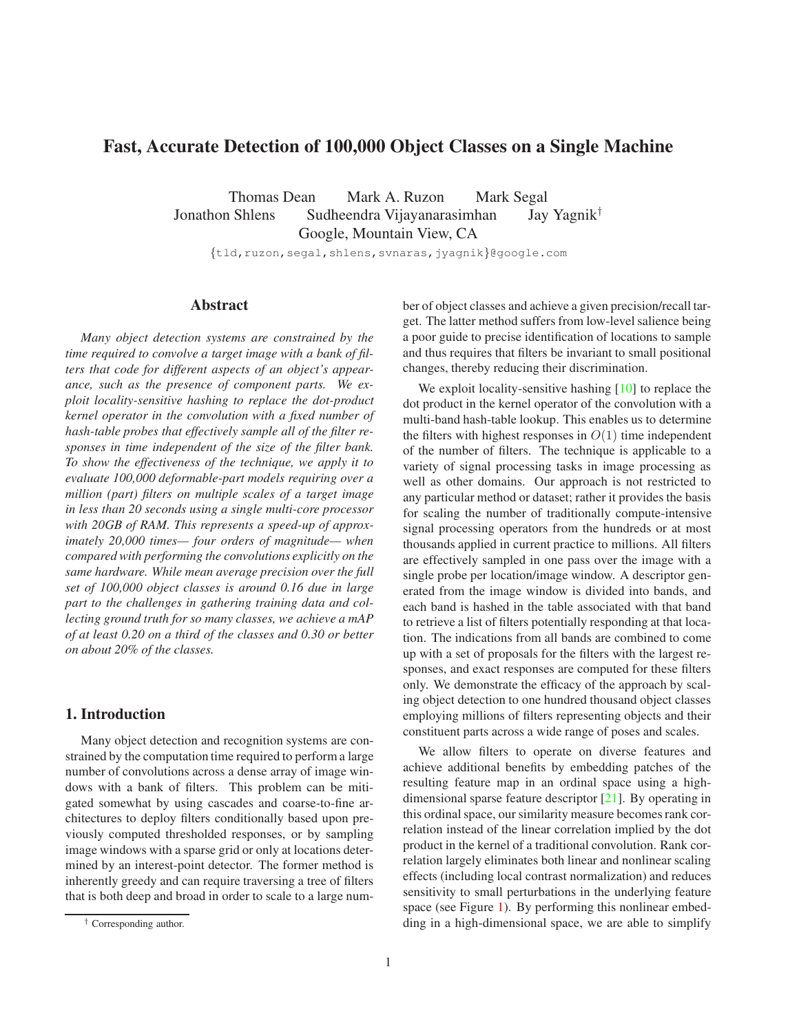# Fast, Accurate Detection of 100,000 Object Classes on a Single Machine

Thomas Dean Mark A. Ruzon Mark Segal
Jonathon Shlens Sudheendra Vijayanarasimhan Jay Yagnik[†]
Google, Mountain View, CA

{tld,ruzon,segal,shlens,svnaras,jyagnik}@google.com

## Abstract

*Many object detection systems are constrained by the time required to convolve a target image with a bank of filters that code for different aspects of an object's appearance, such as the presence of component parts. We exploit locality-sensitive hashing to replace the dot-product kernel operator in the convolution with a fixed number of hash-table probes that effectively sample all of the filter responses in time independent of the size of the filter bank. To show the effectiveness of the technique, we apply it to evaluate 100,000 deformable-part models requiring over a million (part) filters on multiple scales of a target image in less than 20 seconds using a single multi-core processor with 20GB of RAM. This represents a speed-up of approximately 20,000 times— four orders of magnitude— when compared with performing the convolutions explicitly on the same hardware. While mean average precision over the full set of 100,000 object classes is around 0.16 due in large part to the challenges in gathering training data and collecting ground truth for so many classes, we achieve a mAP of at least 0.20 on a third of the classes and 0.30 or better on about 20% of the classes.*

## 1. Introduction

Many object detection and recognition systems are constrained by the computation time required to perform a large number of convolutions across a dense array of image windows with a bank of filters. This problem can be mitigated somewhat by using cascades and coarse-to-fine architectures to deploy filters conditionally based upon previously computed thresholded responses, or by sampling image windows with a sparse grid or only at locations determined by an interest-point detector. The former method is inherently greedy and can require traversing a tree of filters that is both deep and broad in order to scale to a large number of object classes and achieve a given precision/recall target. The latter method suffers from low-level salience being a poor guide to precise identification of locations to sample and thus requires that filters be invariant to small positional changes, thereby reducing their discrimination.

We exploit locality-sensitive hashing [10] to replace the dot product in the kernel operator of the convolution with a multi-band hash-table lookup. This enables us to determine the filters with highest responses in $O(1)$ time independent of the number of filters. The technique is applicable to a variety of signal processing tasks in image processing as well as other domains. Our approach is not restricted to any particular method or dataset; rather it provides the basis for scaling the number of traditionally compute-intensive signal processing operators from the hundreds or at most thousands applied in current practice to millions. All filters are effectively sampled in one pass over the image with a single probe per location/image window. A descriptor generated from the image window is divided into bands, and each band is hashed in the table associated with that band to retrieve a list of filters potentially responding at that location. The indications from all bands are combined to come up with a set of proposals for the filters with the largest responses, and exact responses are computed for these filters only. We demonstrate the efficacy of the approach by scaling object detection to one hundred thousand object classes employing millions of filters representing objects and their constituent parts across a wide range of poses and scales.

We allow filters to operate on diverse features and achieve additional benefits by embedding patches of the resulting feature map in an ordinal space using a high-dimensional sparse feature descriptor [21]. By operating in this ordinal space, our similarity measure becomes rank correlation instead of the linear correlation implied by the dot product in the kernel of a traditional convolution. Rank correlation largely eliminates both linear and nonlinear scaling effects (including local contrast normalization) and reduces sensitivity to small perturbations in the underlying feature space (see Figure 1). By performing this nonlinear embedding in a high-dimensional space, we are able to simplify

[†] Corresponding author.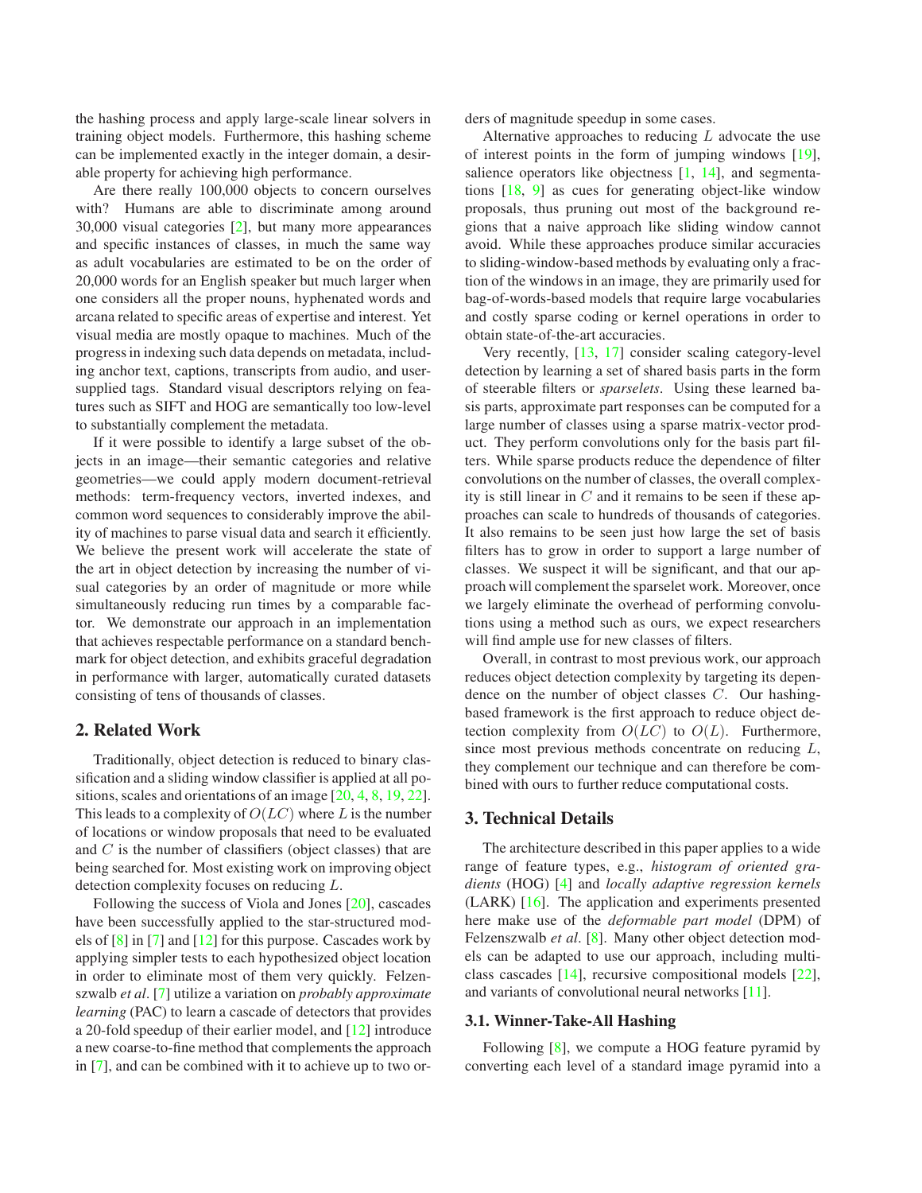the hashing process and apply large-scale linear solvers in training object models. Furthermore, this hashing scheme can be implemented exactly in the integer domain, a desirable property for achieving high performance.

Are there really 100,000 objects to concern ourselves with? Humans are able to discriminate among around 30,000 visual categories [2], but many more appearances and specific instances of classes, in much the same way as adult vocabularies are estimated to be on the order of 20,000 words for an English speaker but much larger when one considers all the proper nouns, hyphenated words and arcana related to specific areas of expertise and interest. Yet visual media are mostly opaque to machines. Much of the progress in indexing such data depends on metadata, including anchor text, captions, transcripts from audio, and user-supplied tags. Standard visual descriptors relying on features such as SIFT and HOG are semantically too low-level to substantially complement the metadata.

If it were possible to identify a large subset of the objects in an image—their semantic categories and relative geometries—we could apply modern document-retrieval methods: term-frequency vectors, inverted indexes, and common word sequences to considerably improve the ability of machines to parse visual data and search it efficiently. We believe the present work will accelerate the state of the art in object detection by increasing the number of visual categories by an order of magnitude or more while simultaneously reducing run times by a comparable factor. We demonstrate our approach in an implementation that achieves respectable performance on a standard benchmark for object detection, and exhibits graceful degradation in performance with larger, automatically curated datasets consisting of tens of thousands of classes.

## 2. Related Work

Traditionally, object detection is reduced to binary classification and a sliding window classifier is applied at all positions, scales and orientations of an image [20, 4, 8, 19, 22]. This leads to a complexity of $O(LC)$ where $L$ is the number of locations or window proposals that need to be evaluated and $C$ is the number of classifiers (object classes) that are being searched for. Most existing work on improving object detection complexity focuses on reducing $L$.

Following the success of Viola and Jones [20], cascades have been successfully applied to the star-structured models of [8] in [7] and [12] for this purpose. Cascades work by applying simpler tests to each hypothesized object location in order to eliminate most of them very quickly. Felzenszwalb *et al*. [7] utilize a variation on *probably approximate learning* (PAC) to learn a cascade of detectors that provides a 20-fold speedup of their earlier model, and [12] introduce a new coarse-to-fine method that complements the approach in [7], and can be combined with it to achieve up to two orders of magnitude speedup in some cases.

Alternative approaches to reducing $L$ advocate the use of interest points in the form of jumping windows [19], salience operators like objectness [1, 14], and segmentations [18, 9] as cues for generating object-like window proposals, thus pruning out most of the background regions that a naive approach like sliding window cannot avoid. While these approaches produce similar accuracies to sliding-window-based methods by evaluating only a fraction of the windows in an image, they are primarily used for bag-of-words-based models that require large vocabularies and costly sparse coding or kernel operations in order to obtain state-of-the-art accuracies.

Very recently, [13, 17] consider scaling category-level detection by learning a set of shared basis parts in the form of steerable filters or *sparselets*. Using these learned basis parts, approximate part responses can be computed for a large number of classes using a sparse matrix-vector product. They perform convolutions only for the basis part filters. While sparse products reduce the dependence of filter convolutions on the number of classes, the overall complexity is still linear in $C$ and it remains to be seen if these approaches can scale to hundreds of thousands of categories. It also remains to be seen just how large the set of basis filters has to grow in order to support a large number of classes. We suspect it will be significant, and that our approach will complement the sparselet work. Moreover, once we largely eliminate the overhead of performing convolutions using a method such as ours, we expect researchers will find ample use for new classes of filters.

Overall, in contrast to most previous work, our approach reduces object detection complexity by targeting its dependence on the number of object classes $C$. Our hashing-based framework is the first approach to reduce object detection complexity from $O(LC)$ to $O(L)$. Furthermore, since most previous methods concentrate on reducing $L$, they complement our technique and can therefore be combined with ours to further reduce computational costs.

## 3. Technical Details

The architecture described in this paper applies to a wide range of feature types, e.g., *histogram of oriented gradients* (HOG) [4] and *locally adaptive regression kernels* (LARK) [16]. The application and experiments presented here make use of the *deformable part model* (DPM) of Felzenszwalb *et al*. [8]. Many other object detection models can be adapted to use our approach, including multiclass cascades [14], recursive compositional models [22], and variants of convolutional neural networks [11].

### 3.1. Winner-Take-All Hashing

Following [8], we compute a HOG feature pyramid by converting each level of a standard image pyramid into a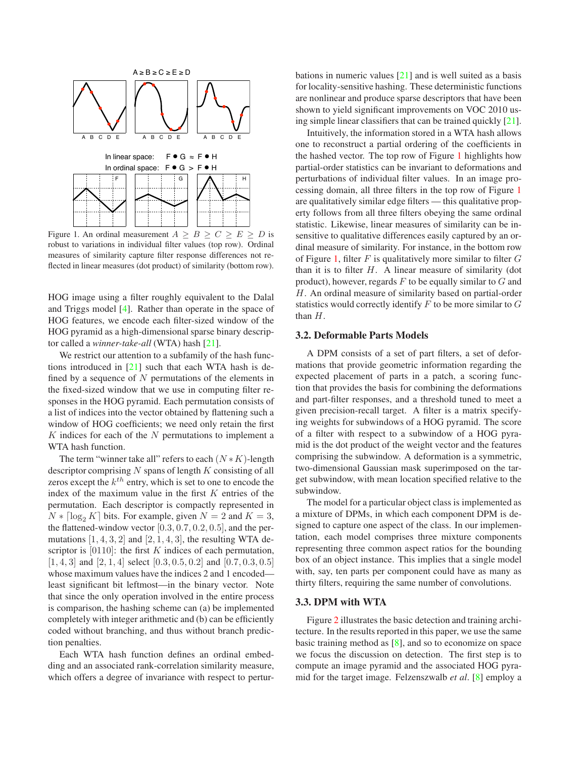Figure 1. An ordinal measurement $A \geq B \geq C \geq E \geq D$ is robust to variations in individual filter values (top row). Ordinal measures of similarity capture filter response differences not reflected in linear measures (dot product) of similarity (bottom row).

HOG image using a filter roughly equivalent to the Dalal and Triggs model [4]. Rather than operate in the space of HOG features, we encode each filter-sized window of the HOG pyramid as a high-dimensional sparse binary descriptor called a *winner-take-all* (WTA) hash [21].

We restrict our attention to a subfamily of the hash functions introduced in [21] such that each WTA hash is defined by a sequence of $N$ permutations of the elements in the fixed-sized window that we use in computing filter responses in the HOG pyramid. Each permutation consists of a list of indices into the vector obtained by flattening such a window of HOG coefficients; we need only retain the first $K$ indices for each of the $N$ permutations to implement a WTA hash function.

The term "winner take all" refers to each $(N * K)$-length descriptor comprising $N$ spans of length $K$ consisting of all zeros except the $k^{th}$ entry, which is set to one to encode the index of the maximum value in the first $K$ entries of the permutation. Each descriptor is compactly represented in $N * \lceil \log_2 K \rceil$ bits. For example, given $N = 2$ and $K = 3$, the flattened-window vector $[0.3, 0.7, 0.2, 0.5]$, and the permutations $[1, 4, 3, 2]$ and $[2, 1, 4, 3]$, the resulting WTA descriptor is $[0110]$: the first $K$ indices of each permutation, $[1, 4, 3]$ and $[2, 1, 4]$ select $[0.3, 0.5, 0.2]$ and $[0.7, 0.3, 0.5]$ whose maximum values have the indices 2 and 1 encoded—least significant bit leftmost—in the binary vector. Note that since the only operation involved in the entire process is comparison, the hashing scheme can (a) be implemented completely with integer arithmetic and (b) can be efficiently coded without branching, and thus without branch prediction penalties.

Each WTA hash function defines an ordinal embedding and an associated rank-correlation similarity measure, which offers a degree of invariance with respect to perturbations in numeric values [21] and is well suited as a basis for locality-sensitive hashing. These deterministic functions are nonlinear and produce sparse descriptors that have been shown to yield significant improvements on VOC 2010 using simple linear classifiers that can be trained quickly [21].

Intuitively, the information stored in a WTA hash allows one to reconstruct a partial ordering of the coefficients in the hashed vector. The top row of Figure 1 highlights how partial-order statistics can be invariant to deformations and perturbations of individual filter values. In an image processing domain, all three filters in the top row of Figure 1 are qualitatively similar edge filters — this qualitative property follows from all three filters obeying the same ordinal statistic. Likewise, linear measures of similarity can be insensitive to qualitative differences easily captured by an ordinal measure of similarity. For instance, in the bottom row of Figure 1, filter $F$ is qualitatively more similar to filter $G$ than it is to filter $H$. A linear measure of similarity (dot product), however, regards $F$ to be equally similar to $G$ and $H$. An ordinal measure of similarity based on partial-order statistics would correctly identify $F$ to be more similar to $G$ than $H$.

### 3.2. Deformable Parts Models

A DPM consists of a set of part filters, a set of deformations that provide geometric information regarding the expected placement of parts in a patch, a scoring function that provides the basis for combining the deformations and part-filter responses, and a threshold tuned to meet a given precision-recall target. A filter is a matrix specifying weights for subwindows of a HOG pyramid. The score of a filter with respect to a subwindow of a HOG pyramid is the dot product of the weight vector and the features comprising the subwindow. A deformation is a symmetric, two-dimensional Gaussian mask superimposed on the target subwindow, with mean location specified relative to the subwindow.

The model for a particular object class is implemented as a mixture of DPMs, in which each component DPM is designed to capture one aspect of the class. In our implementation, each model comprises three mixture components representing three common aspect ratios for the bounding box of an object instance. This implies that a single model with, say, ten parts per component could have as many as thirty filters, requiring the same number of convolutions.

### 3.3. DPM with WTA

Figure 2 illustrates the basic detection and training architecture. In the results reported in this paper, we use the same basic training method as [8], and so to economize on space we focus the discussion on detection. The first step is to compute an image pyramid and the associated HOG pyramid for the target image. Felzenszwalb *et al*. [8] employ a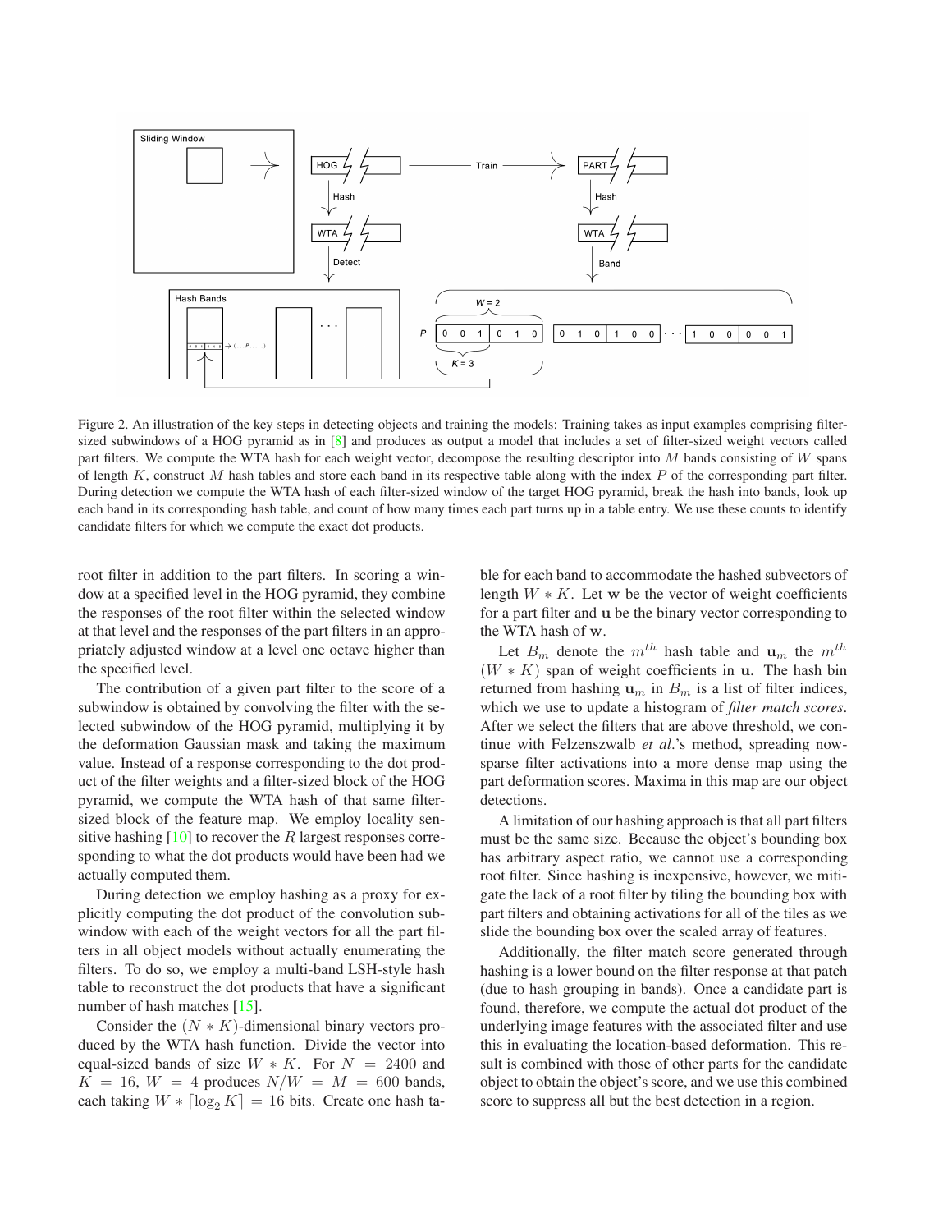Figure 2. An illustration of the key steps in detecting objects and training the models: Training takes as input examples comprising filter-sized subwindows of a HOG pyramid as in [8] and produces as output a model that includes a set of filter-sized weight vectors called part filters. We compute the WTA hash for each weight vector, decompose the resulting descriptor into $M$ bands consisting of $W$ spans of length $K$, construct $M$ hash tables and store each band in its respective table along with the index $P$ of the corresponding part filter. During detection we compute the WTA hash of each filter-sized window of the target HOG pyramid, break the hash into bands, look up each band in its corresponding hash table, and count of how many times each part turns up in a table entry. We use these counts to identify candidate filters for which we compute the exact dot products.

root filter in addition to the part filters. In scoring a window at a specified level in the HOG pyramid, they combine the responses of the root filter within the selected window at that level and the responses of the part filters in an appropriately adjusted window at a level one octave higher than the specified level.

The contribution of a given part filter to the score of a subwindow is obtained by convolving the filter with the selected subwindow of the HOG pyramid, multiplying it by the deformation Gaussian mask and taking the maximum value. Instead of a response corresponding to the dot product of the filter weights and a filter-sized block of the HOG pyramid, we compute the WTA hash of that same filter-sized block of the feature map. We employ locality sensitive hashing [10] to recover the $R$ largest responses corresponding to what the dot products would have been had we actually computed them.

During detection we employ hashing as a proxy for explicitly computing the dot product of the convolution subwindow with each of the weight vectors for all the part filters in all object models without actually enumerating the filters. To do so, we employ a multi-band LSH-style hash table to reconstruct the dot products that have a significant number of hash matches [15].

Consider the $(N * K)$-dimensional binary vectors produced by the WTA hash function. Divide the vector into equal-sized bands of size $W * K$. For $N = 2400$ and $K = 16$, $W = 4$ produces $N/W = M = 600$ bands, each taking $W * \lceil \log_2 K \rceil = 16$ bits. Create one hash table for each band to accommodate the hashed subvectors of length $W * K$. Let $\mathbf{w}$ be the vector of weight coefficients for a part filter and $\mathbf{u}$ be the binary vector corresponding to the WTA hash of $\mathbf{w}$.

Let $B_m$ denote the $m^{th}$ hash table and $\mathbf{u}_m$ the $m^{th}$ $(W * K)$ span of weight coefficients in $\mathbf{u}$. The hash bin returned from hashing $\mathbf{u}_m$ in $B_m$ is a list of filter indices, which we use to update a histogram of *filter match scores*. After we select the filters that are above threshold, we continue with Felzenszwalb *et al.*'s method, spreading now-sparse filter activations into a more dense map using the part deformation scores. Maxima in this map are our object detections.

A limitation of our hashing approach is that all part filters must be the same size. Because the object's bounding box has arbitrary aspect ratio, we cannot use a corresponding root filter. Since hashing is inexpensive, however, we mitigate the lack of a root filter by tiling the bounding box with part filters and obtaining activations for all of the tiles as we slide the bounding box over the scaled array of features.

Additionally, the filter match score generated through hashing is a lower bound on the filter response at that patch (due to hash grouping in bands). Once a candidate part is found, therefore, we compute the actual dot product of the underlying image features with the associated filter and use this in evaluating the location-based deformation. This result is combined with those of other parts for the candidate object to obtain the object's score, and we use this combined score to suppress all but the best detection in a region.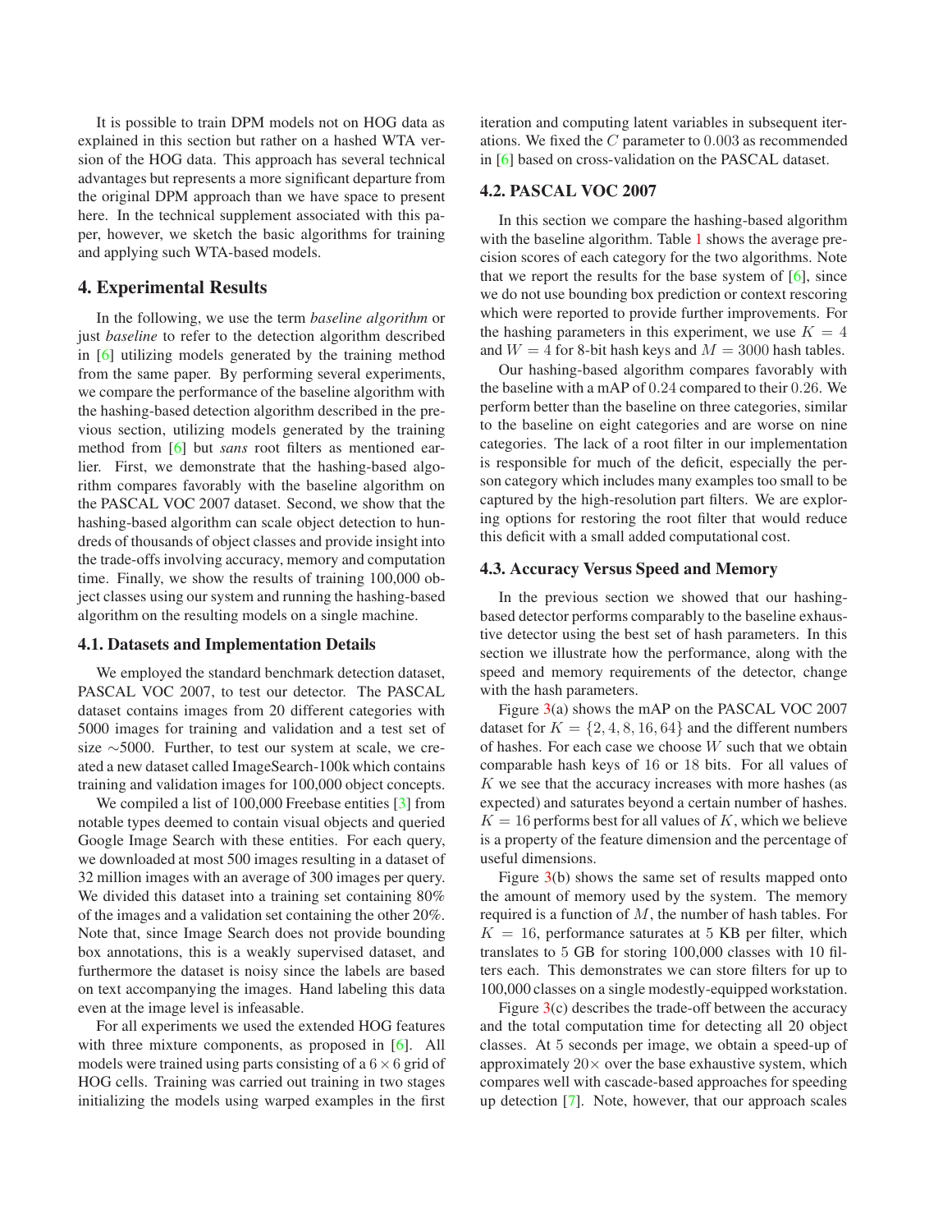It is possible to train DPM models not on HOG data as explained in this section but rather on a hashed WTA version of the HOG data. This approach has several technical advantages but represents a more significant departure from the original DPM approach than we have space to present here. In the technical supplement associated with this paper, however, we sketch the basic algorithms for training and applying such WTA-based models.

## 4. Experimental Results

In the following, we use the term *baseline algorithm* or just *baseline* to refer to the detection algorithm described in [6] utilizing models generated by the training method from the same paper. By performing several experiments, we compare the performance of the baseline algorithm with the hashing-based detection algorithm described in the previous section, utilizing models generated by the training method from [6] but *sans* root filters as mentioned earlier. First, we demonstrate that the hashing-based algorithm compares favorably with the baseline algorithm on the PASCAL VOC 2007 dataset. Second, we show that the hashing-based algorithm can scale object detection to hundreds of thousands of object classes and provide insight into the trade-offs involving accuracy, memory and computation time. Finally, we show the results of training 100,000 object classes using our system and running the hashing-based algorithm on the resulting models on a single machine.

### 4.1. Datasets and Implementation Details

We employed the standard benchmark detection dataset, PASCAL VOC 2007, to test our detector. The PASCAL dataset contains images from 20 different categories with 5000 images for training and validation and a test set of size ∼5000. Further, to test our system at scale, we created a new dataset called ImageSearch-100k which contains training and validation images for 100,000 object concepts.

We compiled a list of 100,000 Freebase entities [3] from notable types deemed to contain visual objects and queried Google Image Search with these entities. For each query, we downloaded at most 500 images resulting in a dataset of 32 million images with an average of 300 images per query. We divided this dataset into a training set containing 80% of the images and a validation set containing the other 20%. Note that, since Image Search does not provide bounding box annotations, this is a weakly supervised dataset, and furthermore the dataset is noisy since the labels are based on text accompanying the images. Hand labeling this data even at the image level is infeasable.

For all experiments we used the extended HOG features with three mixture components, as proposed in [6]. All models were trained using parts consisting of a $6 \times 6$ grid of HOG cells. Training was carried out training in two stages initializing the models using warped examples in the first iteration and computing latent variables in subsequent iterations. We fixed the $C$ parameter to $0.003$ as recommended in [6] based on cross-validation on the PASCAL dataset.

### 4.2. PASCAL VOC 2007

In this section we compare the hashing-based algorithm with the baseline algorithm. Table 1 shows the average precision scores of each category for the two algorithms. Note that we report the results for the base system of [6], since we do not use bounding box prediction or context rescoring which were reported to provide further improvements. For the hashing parameters in this experiment, we use $K = 4$ and $W = 4$ for 8-bit hash keys and $M = 3000$ hash tables.

Our hashing-based algorithm compares favorably with the baseline with a mAP of $0.24$ compared to their $0.26$. We perform better than the baseline on three categories, similar to the baseline on eight categories and are worse on nine categories. The lack of a root filter in our implementation is responsible for much of the deficit, especially the person category which includes many examples too small to be captured by the high-resolution part filters. We are exploring options for restoring the root filter that would reduce this deficit with a small added computational cost.

### 4.3. Accuracy Versus Speed and Memory

In the previous section we showed that our hashing-based detector performs comparably to the baseline exhaustive detector using the best set of hash parameters. In this section we illustrate how the performance, along with the speed and memory requirements of the detector, change with the hash parameters.

Figure 3(a) shows the mAP on the PASCAL VOC 2007 dataset for $K = \{2, 4, 8, 16, 64\}$ and the different numbers of hashes. For each case we choose $W$ such that we obtain comparable hash keys of 16 or 18 bits. For all values of $K$ we see that the accuracy increases with more hashes (as expected) and saturates beyond a certain number of hashes. $K = 16$ performs best for all values of $K$, which we believe is a property of the feature dimension and the percentage of useful dimensions.

Figure 3(b) shows the same set of results mapped onto the amount of memory used by the system. The memory required is a function of $M$, the number of hash tables. For $K = 16$, performance saturates at 5 KB per filter, which translates to 5 GB for storing 100,000 classes with 10 filters each. This demonstrates we can store filters for up to 100,000 classes on a single modestly-equipped workstation.

Figure 3(c) describes the trade-off between the accuracy and the total computation time for detecting all 20 object classes. At 5 seconds per image, we obtain a speed-up of approximately $20\times$ over the base exhaustive system, which compares well with cascade-based approaches for speeding up detection [7]. Note, however, that our approach scales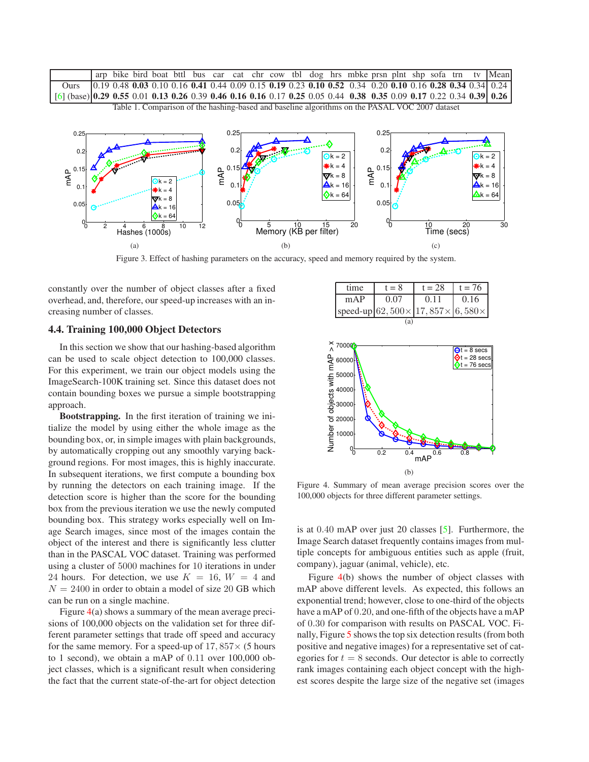|  | arp | bike | bird | boat | bttl | bus | car | cat | chr | cow | tbl | dog | hrs | mbke | prsn | plnt | shp | sofa | trn | tv | Mean |
|---|---|---|---|---|---|---|---|---|---|---|---|---|---|---|---|---|---|---|---|---|---|
| Ours | 0.19 | 0.48 | **0.03** | 0.10 | 0.16 | **0.41** | 0.44 | 0.09 | 0.15 | **0.19** | 0.23 | **0.10** | **0.52** | 0.34 | 0.20 | **0.10** | 0.16 | **0.28** | **0.34** | 0.34 | 0.24 |
| [6] (base) | **0.29** | **0.55** | 0.01 | **0.13** | **0.26** | 0.39 | **0.46** | **0.16** | **0.16** | 0.17 | **0.25** | 0.05 | 0.44 | **0.38** | **0.35** | 0.09 | **0.17** | 0.22 | 0.34 | **0.39** | **0.26** |

Table 1. Comparison of the hashing-based and baseline algorithms on the PASAL VOC 2007 dataset

Figure 3. Effect of hashing parameters on the accuracy, speed and memory required by the system.

constantly over the number of object classes after a fixed overhead, and, therefore, our speed-up increases with an increasing number of classes.

### 4.4. Training 100,000 Object Detectors

In this section we show that our hashing-based algorithm can be used to scale object detection to 100,000 classes. For this experiment, we train our object models using the ImageSearch-100K training set. Since this dataset does not contain bounding boxes we pursue a simple bootstrapping approach.

**Bootstrapping.** In the first iteration of training we initialize the model by using either the whole image as the bounding box, or, in simple images with plain backgrounds, by automatically cropping out any smoothly varying background regions. For most images, this is highly inaccurate. In subsequent iterations, we first compute a bounding box by running the detectors on each training image. If the detection score is higher than the score for the bounding box from the previous iteration we use the newly computed bounding box. This strategy works especially well on Image Search images, since most of the images contain the object of the interest and there is significantly less clutter than in the PASCAL VOC dataset. Training was performed using a cluster of 5000 machines for 10 iterations in under 24 hours. For detection, we use $K = 16$, $W = 4$ and $N = 2400$ in order to obtain a model of size 20 GB which can be run on a single machine.

Figure 4(a) shows a summary of the mean average precisions of 100,000 objects on the validation set for three different parameter settings that trade off speed and accuracy for the same memory. For a speed-up of $17,857\times$ (5 hours to 1 second), we obtain a mAP of 0.11 over 100,000 object classes, which is a significant result when considering the fact that the current state-of-the-art for object detection is at 0.40 mAP over just 20 classes [5]. Furthermore, the Image Search dataset frequently contains images from multiple concepts for ambiguous entities such as apple (fruit, company), jaguar (animal, vehicle), etc.

| time | t = 8 | t = 28 | t = 76 |
|---|---|---|---|
| mAP | 0.07 | 0.11 | 0.16 |
| speed-up | $62,500\times$ | $17,857\times$ | $6,580\times$ |

(a)

(b)

Figure 4. Summary of mean average precision scores over the 100,000 objects for three different parameter settings.

Figure 4(b) shows the number of object classes with mAP above different levels. As expected, this follows an exponential trend; however, close to one-third of the objects have a mAP of 0.20, and one-fifth of the objects have a mAP of 0.30 for comparison with results on PASCAL VOC. Finally, Figure 5 shows the top six detection results (from both positive and negative images) for a representative set of categories for $t = 8$ seconds. Our detector is able to correctly rank images containing each object concept with the highest scores despite the large size of the negative set (images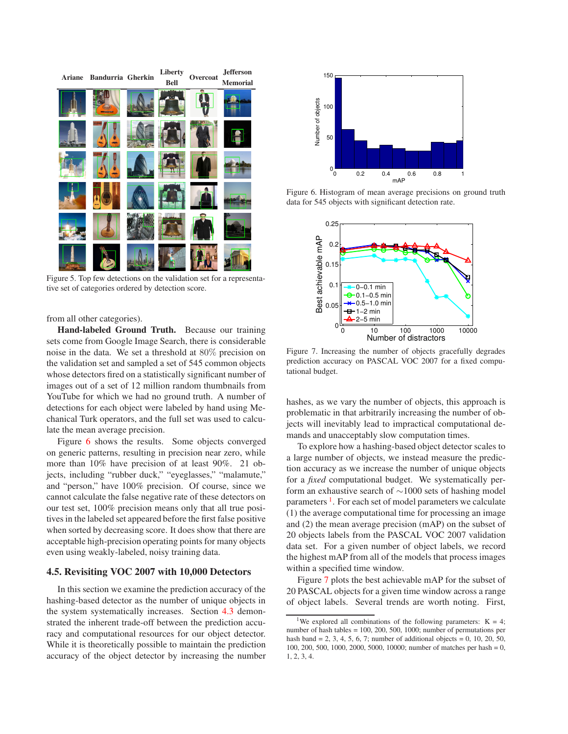Figure 5. Top few detections on the validation set for a representative set of categories ordered by detection score.

from all other categories).

**Hand-labeled Ground Truth.** Because our training sets come from Google Image Search, there is considerable noise in the data. We set a threshold at 80% precision on the validation set and sampled a set of 545 common objects whose detectors fired on a statistically significant number of images out of a set of 12 million random thumbnails from YouTube for which we had no ground truth. A number of detections for each object were labeled by hand using Mechanical Turk operators, and the full set was used to calculate the mean average precision.

Figure 6 shows the results. Some objects converged on generic patterns, resulting in precision near zero, while more than 10% have precision of at least 90%. 21 objects, including "rubber duck," "eyeglasses," "malamute," and "person," have 100% precision. Of course, since we cannot calculate the false negative rate of these detectors on our test set, 100% precision means only that all true positives in the labeled set appeared before the first false positive when sorted by decreasing score. It does show that there are acceptable high-precision operating points for many objects even using weakly-labeled, noisy training data.

## 4.5. Revisiting VOC 2007 with 10,000 Detectors

In this section we examine the prediction accuracy of the hashing-based detector as the number of unique objects in the system systematically increases. Section 4.3 demonstrated the inherent trade-off between the prediction accuracy and computational resources for our object detector. While it is theoretically possible to maintain the prediction accuracy of the object detector by increasing the number

Figure 6. Histogram of mean average precisions on ground truth data for 545 objects with significant detection rate.

Figure 7. Increasing the number of objects gracefully degrades prediction accuracy on PASCAL VOC 2007 for a fixed computational budget.

hashes, as we vary the number of objects, this approach is problematic in that arbitrarily increasing the number of objects will inevitably lead to impractical computational demands and unacceptably slow computation times.

To explore how a hashing-based object detector scales to a large number of objects, we instead measure the prediction accuracy as we increase the number of unique objects for a *fixed* computational budget. We systematically perform an exhaustive search of ∼1000 sets of hashing model parameters [1]. For each set of model parameters we calculate (1) the average computational time for processing an image and (2) the mean average precision (mAP) on the subset of 20 objects labels from the PASCAL VOC 2007 validation data set. For a given number of object labels, we record the highest mAP from all of the models that process images within a specified time window.

Figure 7 plots the best achievable mAP for the subset of 20 PASCAL objects for a given time window across a range of object labels. Several trends are worth noting. First,

[1] We explored all combinations of the following parameters: K = 4; number of hash tables = 100, 200, 500, 1000; number of permutations per hash band = 2, 3, 4, 5, 6, 7; number of additional objects = 0, 10, 20, 50, 100, 200, 500, 1000, 2000, 5000, 10000; number of matches per hash = 0, 1, 2, 3, 4.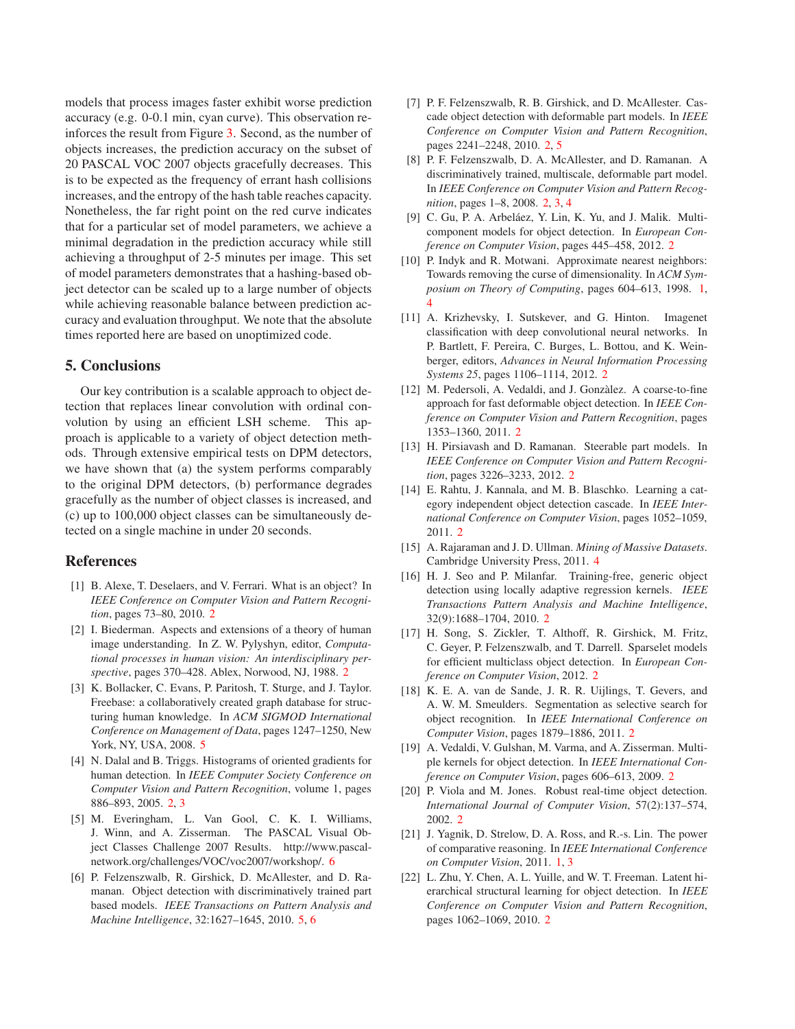models that process images faster exhibit worse prediction accuracy (e.g. 0-0.1 min, cyan curve). This observation reinforces the result from Figure 3. Second, as the number of objects increases, the prediction accuracy on the subset of 20 PASCAL VOC 2007 objects gracefully decreases. This is to be expected as the frequency of errant hash collisions increases, and the entropy of the hash table reaches capacity. Nonetheless, the far right point on the red curve indicates that for a particular set of model parameters, we achieve a minimal degradation in the prediction accuracy while still achieving a throughput of 2-5 minutes per image. This set of model parameters demonstrates that a hashing-based object detector can be scaled up to a large number of objects while achieving reasonable balance between prediction accuracy and evaluation throughput. We note that the absolute times reported here are based on unoptimized code.

## 5. Conclusions

Our key contribution is a scalable approach to object detection that replaces linear convolution with ordinal convolution by using an efficient LSH scheme. This approach is applicable to a variety of object detection methods. Through extensive empirical tests on DPM detectors, we have shown that (a) the system performs comparably to the original DPM detectors, (b) performance degrades gracefully as the number of object classes is increased, and (c) up to 100,000 object classes can be simultaneously detected on a single machine in under 20 seconds.

## References

[1] B. Alexe, T. Deselaers, and V. Ferrari. What is an object? In *IEEE Conference on Computer Vision and Pattern Recognition*, pages 73–80, 2010. 2

[2] I. Biederman. Aspects and extensions of a theory of human image understanding. In Z. W. Pylyshyn, editor, *Computational processes in human vision: An interdisciplinary perspective*, pages 370–428. Ablex, Norwood, NJ, 1988. 2

[3] K. Bollacker, C. Evans, P. Paritosh, T. Sturge, and J. Taylor. Freebase: a collaboratively created graph database for structuring human knowledge. In *ACM SIGMOD International Conference on Management of Data*, pages 1247–1250, New York, NY, USA, 2008. 5

[4] N. Dalal and B. Triggs. Histograms of oriented gradients for human detection. In *IEEE Computer Society Conference on Computer Vision and Pattern Recognition*, volume 1, pages 886–893, 2005. 2, 3

[5] M. Everingham, L. Van Gool, C. K. I. Williams, J. Winn, and A. Zisserman. The PASCAL Visual Object Classes Challenge 2007 Results. http://www.pascal-network.org/challenges/VOC/voc2007/workshop/. 6

[6] P. Felzenszwalb, R. Girshick, D. McAllester, and D. Ramanan. Object detection with discriminatively trained part based models. *IEEE Transactions on Pattern Analysis and Machine Intelligence*, 32:1627–1645, 2010. 5, 6

[7] P. F. Felzenszwalb, R. B. Girshick, and D. McAllester. Cascade object detection with deformable part models. In *IEEE Conference on Computer Vision and Pattern Recognition*, pages 2241–2248, 2010. 2, 5

[8] P. F. Felzenszwalb, D. A. McAllester, and D. Ramanan. A discriminatively trained, multiscale, deformable part model. In *IEEE Conference on Computer Vision and Pattern Recognition*, pages 1–8, 2008. 2, 3, 4

[9] C. Gu, P. A. Arbeláez, Y. Lin, K. Yu, and J. Malik. Multi-component models for object detection. In *European Conference on Computer Vision*, pages 445–458, 2012. 2

[10] P. Indyk and R. Motwani. Approximate nearest neighbors: Towards removing the curse of dimensionality. In *ACM Symposium on Theory of Computing*, pages 604–613, 1998. 1, 4

[11] A. Krizhevsky, I. Sutskever, and G. Hinton. Imagenet classification with deep convolutional neural networks. In P. Bartlett, F. Pereira, C. Burges, L. Bottou, and K. Weinberger, editors, *Advances in Neural Information Processing Systems 25*, pages 1106–1114, 2012. 2

[12] M. Pedersoli, A. Vedaldi, and J. Gonzàlez. A coarse-to-fine approach for fast deformable object detection. In *IEEE Conference on Computer Vision and Pattern Recognition*, pages 1353–1360, 2011. 2

[13] H. Pirsiavash and D. Ramanan. Steerable part models. In *IEEE Conference on Computer Vision and Pattern Recognition*, pages 3226–3233, 2012. 2

[14] E. Rahtu, J. Kannala, and M. B. Blaschko. Learning a category independent object detection cascade. In *IEEE International Conference on Computer Vision*, pages 1052–1059, 2011. 2

[15] A. Rajaraman and J. D. Ullman. *Mining of Massive Datasets*. Cambridge University Press, 2011. 4

[16] H. J. Seo and P. Milanfar. Training-free, generic object detection using locally adaptive regression kernels. *IEEE Transactions Pattern Analysis and Machine Intelligence*, 32(9):1688–1704, 2010. 2

[17] H. Song, S. Zickler, T. Althoff, R. Girshick, M. Fritz, C. Geyer, P. Felzenszwalb, and T. Darrell. Sparselet models for efficient multiclass object detection. In *European Conference on Computer Vision*, 2012. 2

[18] K. E. A. van de Sande, J. R. R. Uijlings, T. Gevers, and A. W. M. Smeulders. Segmentation as selective search for object recognition. In *IEEE International Conference on Computer Vision*, pages 1879–1886, 2011. 2

[19] A. Vedaldi, V. Gulshan, M. Varma, and A. Zisserman. Multiple kernels for object detection. In *IEEE International Conference on Computer Vision*, pages 606–613, 2009. 2

[20] P. Viola and M. Jones. Robust real-time object detection. *International Journal of Computer Vision*, 57(2):137–574, 2002. 2

[21] J. Yagnik, D. Strelow, D. A. Ross, and R.-s. Lin. The power of comparative reasoning. In *IEEE International Conference on Computer Vision*, 2011. 1, 3

[22] L. Zhu, Y. Chen, A. L. Yuille, and W. T. Freeman. Latent hierarchical structural learning for object detection. In *IEEE Conference on Computer Vision and Pattern Recognition*, pages 1062–1069, 2010. 2